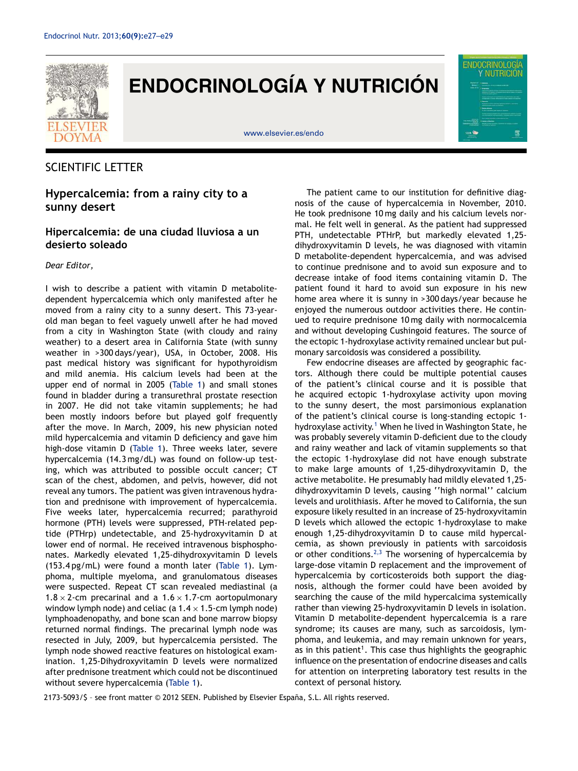SCIENTIFIC LETTER

# Hypercalcemia: from a rainy city to a sunny desert

## Hipercalcemia: de una ciudad lluviosa a un desierto soleado

*Dear Editor,*

I wish to describe a patient with vitamin D metabolite-dependent hypercalcemia which only manifested after he moved from a rainy city to a sunny desert. This 73-year-old man began to feel vaguely unwell after he had moved from a city in Washington State (with cloudy and rainy weather) to a desert area in California State (with sunny weather in >300 days/year), USA, in October, 2008. His past medical history was significant for hypothyroidism and mild anemia. His calcium levels had been at the upper end of normal in 2005 (Table 1) and small stones found in bladder during a transurethral prostate resection in 2007. He did not take vitamin supplements; he had been mostly indoors before but played golf frequently after the move. In March, 2009, his new physician noted mild hypercalcemia and vitamin D deficiency and gave him high-dose vitamin D (Table 1). Three weeks later, severe hypercalcemia (14.3 mg/dL) was found on follow-up testing, which was attributed to possible occult cancer; CT scan of the chest, abdomen, and pelvis, however, did not reveal any tumors. The patient was given intravenous hydration and prednisone with improvement of hypercalcemia. Five weeks later, hypercalcemia recurred; parathyroid hormone (PTH) levels were suppressed, PTH-related peptide (PTHrp) undetectable, and 25-hydroxyvitamin D at lower end of normal. He received intravenous bisphosphonates. Markedly elevated 1,25-dihydroxyvitamin D levels (153.4 pg/mL) were found a month later (Table 1). Lymphoma, multiple myeloma, and granulomatous diseases were suspected. Repeat CT scan revealed mediastinal (a $1.8 \times 2$-cm precarinal and a $1.6 \times 1.7$-cm aortopulmonary window lymph node) and celiac (a $1.4 \times 1.5$-cm lymph node) lymphoadenopathy, and bone scan and bone marrow biopsy returned normal findings. The precarinal lymph node was resected in July, 2009, but hypercalcemia persisted. The lymph node showed reactive features on histological examination. 1,25-Dihydroxyvitamin D levels were normalized after prednisone treatment which could not be discontinued without severe hypercalcemia (Table 1).

The patient came to our institution for definitive diagnosis of the cause of hypercalcemia in November, 2010. He took prednisone 10 mg daily and his calcium levels normal. He felt well in general. As the patient had suppressed PTH, undetectable PTHrP, but markedly elevated 1,25-dihydroxyvitamin D levels, he was diagnosed with vitamin D metabolite-dependent hypercalcemia, and was advised to continue prednisone and to avoid sun exposure and to decrease intake of food items containing vitamin D. The patient found it hard to avoid sun exposure in his new home area where it is sunny in >300 days/year because he enjoyed the numerous outdoor activities there. He continued to require prednisone 10 mg daily with normocalcemia and without developing Cushingoid features. The source of the ectopic 1-hydroxylase activity remained unclear but pulmonary sarcoidosis was considered a possibility.

Few endocrine diseases are affected by geographic factors. Although there could be multiple potential causes of the patient's clinical course and it is possible that he acquired ectopic 1-hydroxylase activity upon moving to the sunny desert, the most parsimonious explanation of the patient's clinical course is long-standing ectopic 1-hydroxylase activity.[1] When he lived in Washington State, he was probably severely vitamin D-deficient due to the cloudy and rainy weather and lack of vitamin supplements so that the ectopic 1-hydroxylase did not have enough substrate to make large amounts of 1,25-dihydroxyvitamin D, the active metabolite. He presumably had mildly elevated 1,25-dihydroxyvitamin D levels, causing ''high normal'' calcium levels and urolithiasis. After he moved to California, the sun exposure likely resulted in an increase of 25-hydroxyvitamin D levels which allowed the ectopic 1-hydroxylase to make enough 1,25-dihydroxyvitamin D to cause mild hypercalcemia, as shown previously in patients with sarcoidosis or other conditions.[2,3] The worsening of hypercalcemia by large-dose vitamin D replacement and the improvement of hypercalcemia by corticosteroids both support the diagnosis, although the former could have been avoided by searching the cause of the mild hypercalcima systemically rather than viewing 25-hydroxyvitamin D levels in isolation. Vitamin D metabolite-dependent hypercalcemia is a rare syndrome; its causes are many, such as sarcoidosis, lymphoma, and leukemia, and may remain unknown for years, as in this patient[1]. This case thus highlights the geographic influence on the presentation of endocrine diseases and calls for attention on interpreting laboratory test results in the context of personal history.

2173-5093/$ - see front matter © 2012 SEEN. Published by Elsevier España, S.L. All rights reserved.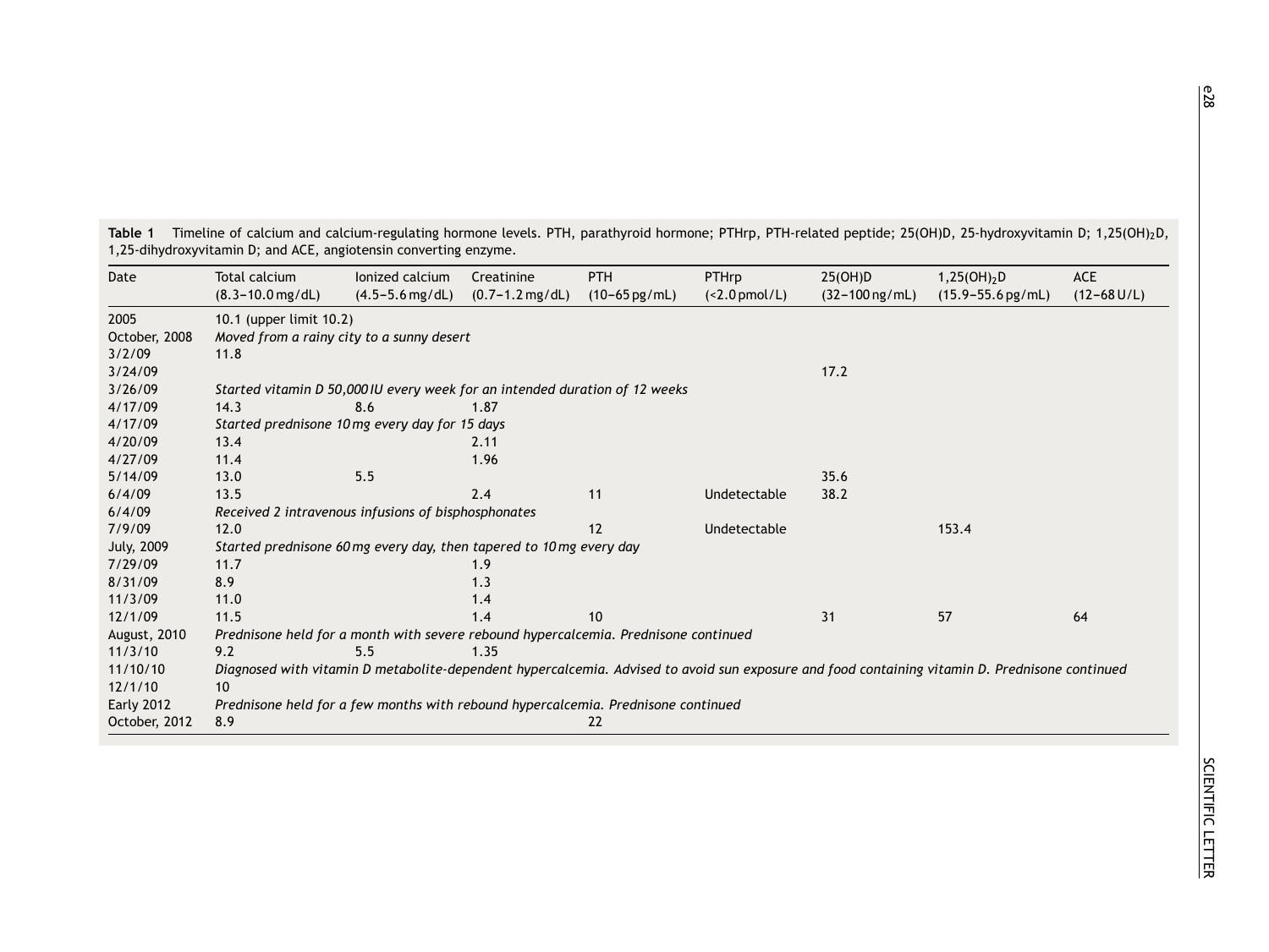**Table 1** Timeline of calcium and calcium-regulating hormone levels. PTH, parathyroid hormone; PTHrp, PTH-related peptide; 25(OH)D, 25-hydroxyvitamin D; 1,25(OH)$_2$D, 1,25-dihydroxyvitamin D; and ACE, angiotensin converting enzyme.

| Date | Total calcium (8.3–10.0 mg/dL) | Ionized calcium (4.5–5.6 mg/dL) | Creatinine (0.7–1.2 mg/dL) | PTH (10–65 pg/mL) | PTHrp (<2.0 pmol/L) | 25(OH)D (32–100 ng/mL) | 1,25(OH)$_2$D (15.9–55.6 pg/mL) | ACE (12–68 U/L) |
|---|---|---|---|---|---|---|---|---|
| 2005 | 10.1 (upper limit 10.2) | | | | | | | |
| October, 2008 | *Moved from a rainy city to a sunny desert* | | | | | | | |
| 3/2/09 | 11.8 | | | | | | | |
| 3/24/09 | | | | | | 17.2 | | |
| 3/26/09 | *Started vitamin D 50,000 IU every week for an intended duration of 12 weeks* | | | | | | | |
| 4/17/09 | 14.3 | 8.6 | 1.87 | | | | | |
| 4/17/09 | *Started prednisone 10 mg every day for 15 days* | | | | | | | |
| 4/20/09 | 13.4 | | 2.11 | | | | | |
| 4/27/09 | 11.4 | | 1.96 | | | | | |
| 5/14/09 | 13.0 | 5.5 | | | | 35.6 | | |
| 6/4/09 | 13.5 | | 2.4 | 11 | Undetectable | 38.2 | | |
| 6/4/09 | *Received 2 intravenous infusions of bisphosphonates* | | | | | | | |
| 7/9/09 | 12.0 | | | 12 | Undetectable | | 153.4 | |
| July, 2009 | *Started prednisone 60 mg every day, then tapered to 10 mg every day* | | | | | | | |
| 7/29/09 | 11.7 | | 1.9 | | | | | |
| 8/31/09 | 8.9 | | 1.3 | | | | | |
| 11/3/09 | 11.0 | | 1.4 | | | | | |
| 12/1/09 | 11.5 | | 1.4 | 10 | | 31 | 57 | 64 |
| August, 2010 | *Prednisone held for a month with severe rebound hypercalcemia. Prednisone continued* | | | | | | | |
| 11/3/10 | 9.2 | 5.5 | 1.35 | | | | | |
| 11/10/10 | *Diagnosed with vitamin D metabolite-dependent hypercalcemia. Advised to avoid sun exposure and food containing vitamin D. Prednisone continued* | | | | | | | |
| 12/1/10 | 10 | | | | | | | |
| Early 2012 | *Prednisone held for a few months with rebound hypercalcemia. Prednisone continued* | | | | | | | |
| October, 2012 | 8.9 | | | 22 | | | | |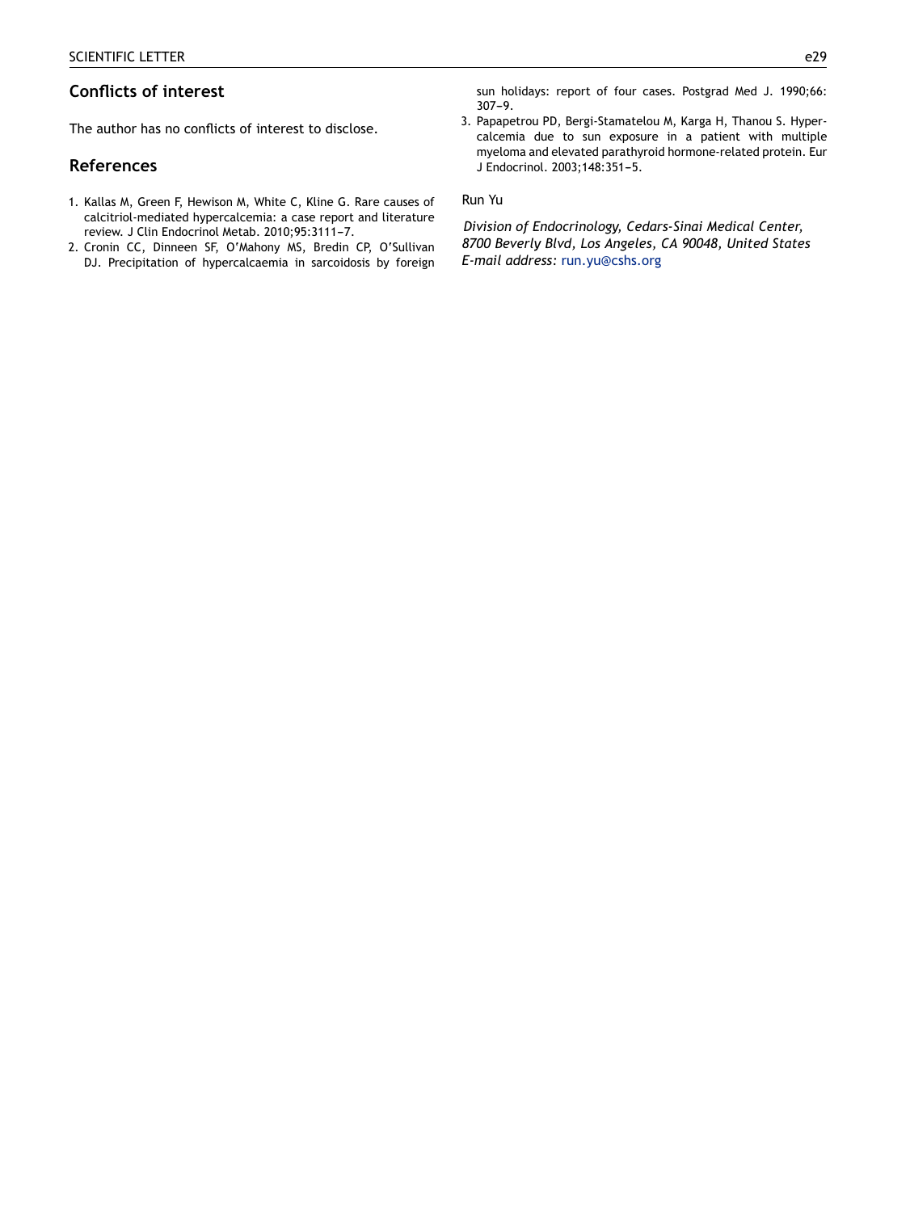## Conflicts of interest

The author has no conflicts of interest to disclose.

## References

1. Kallas M, Green F, Hewison M, White C, Kline G. Rare causes of calcitriol-mediated hypercalcemia: a case report and literature review. J Clin Endocrinol Metab. 2010;95:3111–7.
2. Cronin CC, Dinneen SF, O'Mahony MS, Bredin CP, O'Sullivan DJ. Precipitation of hypercalcaemia in sarcoidosis by foreign sun holidays: report of four cases. Postgrad Med J. 1990;66:307–9.
3. Papapetrou PD, Bergi-Stamatelou M, Karga H, Thanou S. Hypercalcemia due to sun exposure in a patient with multiple myeloma and elevated parathyroid hormone-related protein. Eur J Endocrinol. 2003;148:351–5.

Run Yu

*Division of Endocrinology, Cedars-Sinai Medical Center, 8700 Beverly Blvd, Los Angeles, CA 90048, United States*
*E-mail address:* run.yu@cshs.org